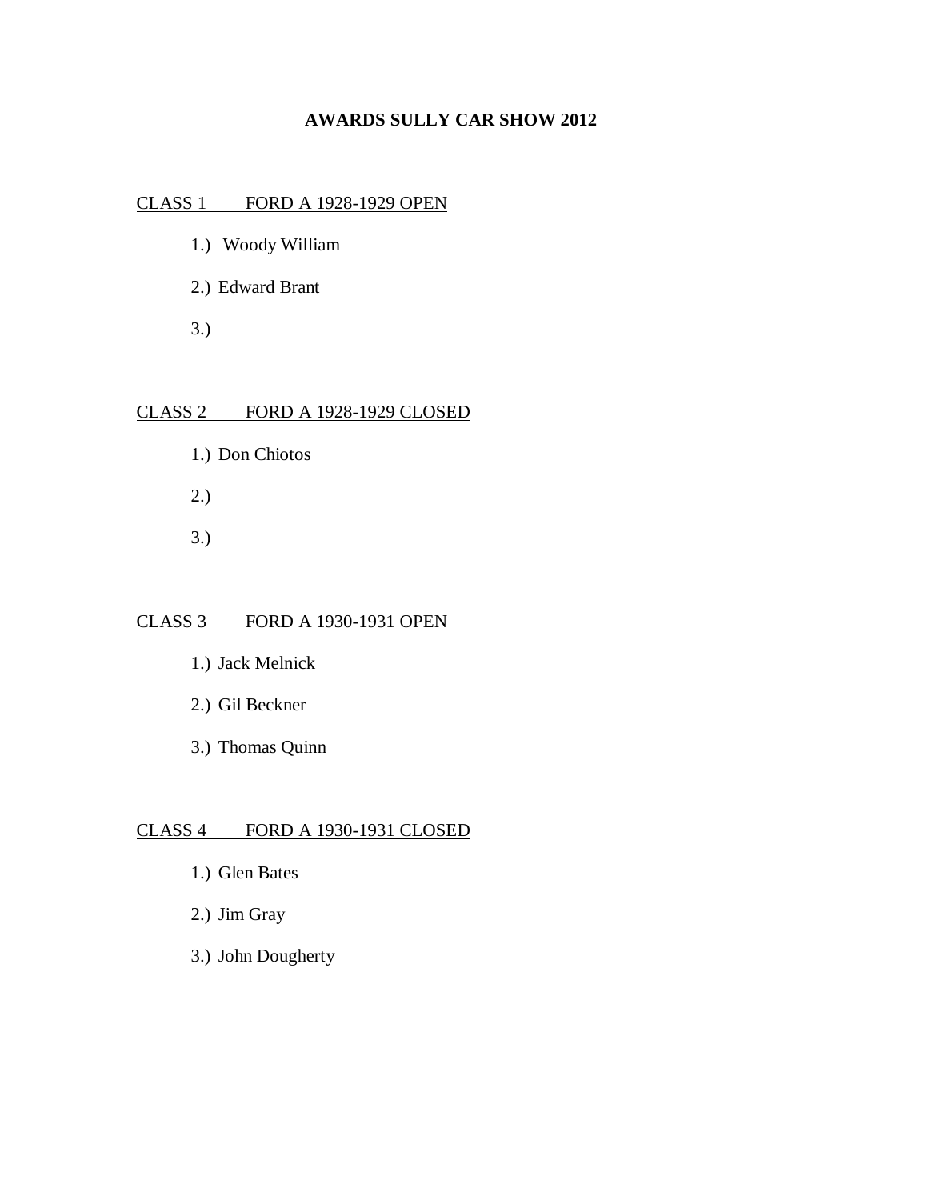# AWARDS SULLY CAR SHOW 2012

CLASS 1 FORD A 1928-1929 OPEN

1.) Woody William

2.) Edward Brant

3.)

CLASS 2 FORD A 1928-1929 CLOSED

1.) Don Chiotos

2.)

3.)

CLASS 3 FORD A 1930-1931 OPEN

1.) Jack Melnick

2.) Gil Beckner

3.) Thomas Quinn

CLASS 4 FORD A 1930-1931 CLOSED

1.) Glen Bates

2.) Jim Gray

3.) John Dougherty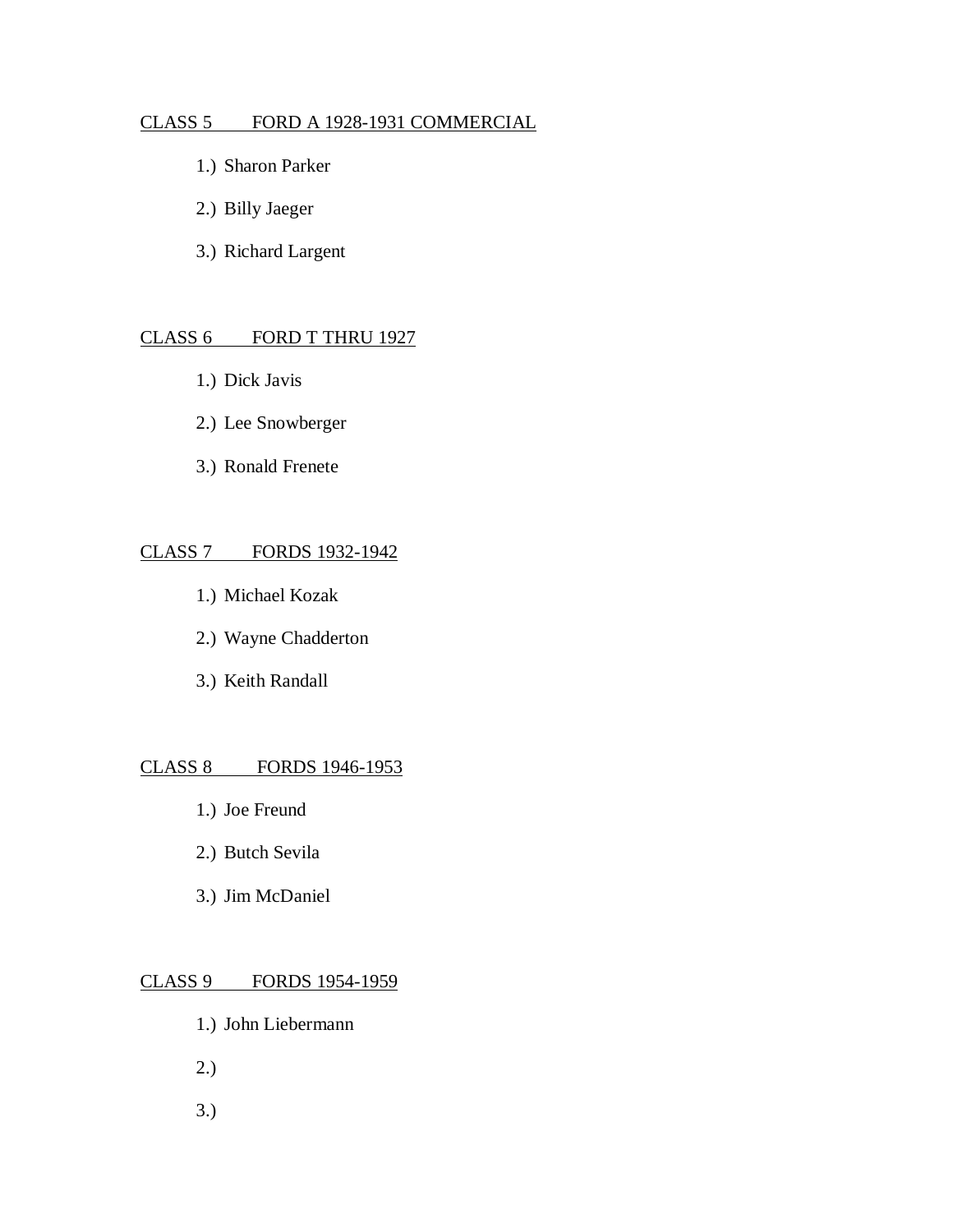CLASS 5 FORD A 1928-1931 COMMERCIAL

1.) Sharon Parker

2.) Billy Jaeger

3.) Richard Largent

CLASS 6 FORD T THRU 1927

1.) Dick Javis

2.) Lee Snowberger

3.) Ronald Frenete

CLASS 7 FORDS 1932-1942

1.) Michael Kozak

2.) Wayne Chadderton

3.) Keith Randall

CLASS 8 FORDS 1946-1953

1.) Joe Freund

2.) Butch Sevila

3.) Jim McDaniel

CLASS 9 FORDS 1954-1959

1.) John Liebermann

2.)

3.)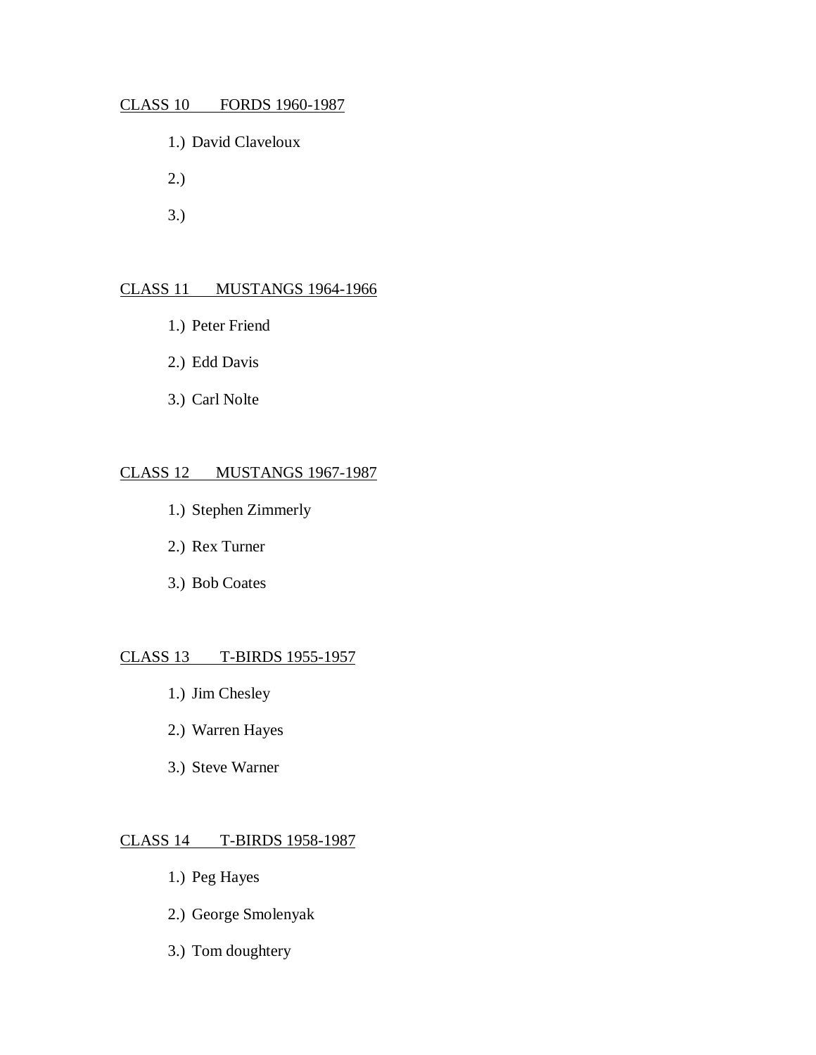<u>CLASS 10 FORDS 1960-1987</u>

1.) David Claveloux

2.)

3.)

<u>CLASS 11 MUSTANGS 1964-1966</u>

1.) Peter Friend

2.) Edd Davis

3.) Carl Nolte

<u>CLASS 12 MUSTANGS 1967-1987</u>

1.) Stephen Zimmerly

2.) Rex Turner

3.) Bob Coates

<u>CLASS 13 T-BIRDS 1955-1957</u>

1.) Jim Chesley

2.) Warren Hayes

3.) Steve Warner

<u>CLASS 14 T-BIRDS 1958-1987</u>

1.) Peg Hayes

2.) George Smolenyak

3.) Tom doughtery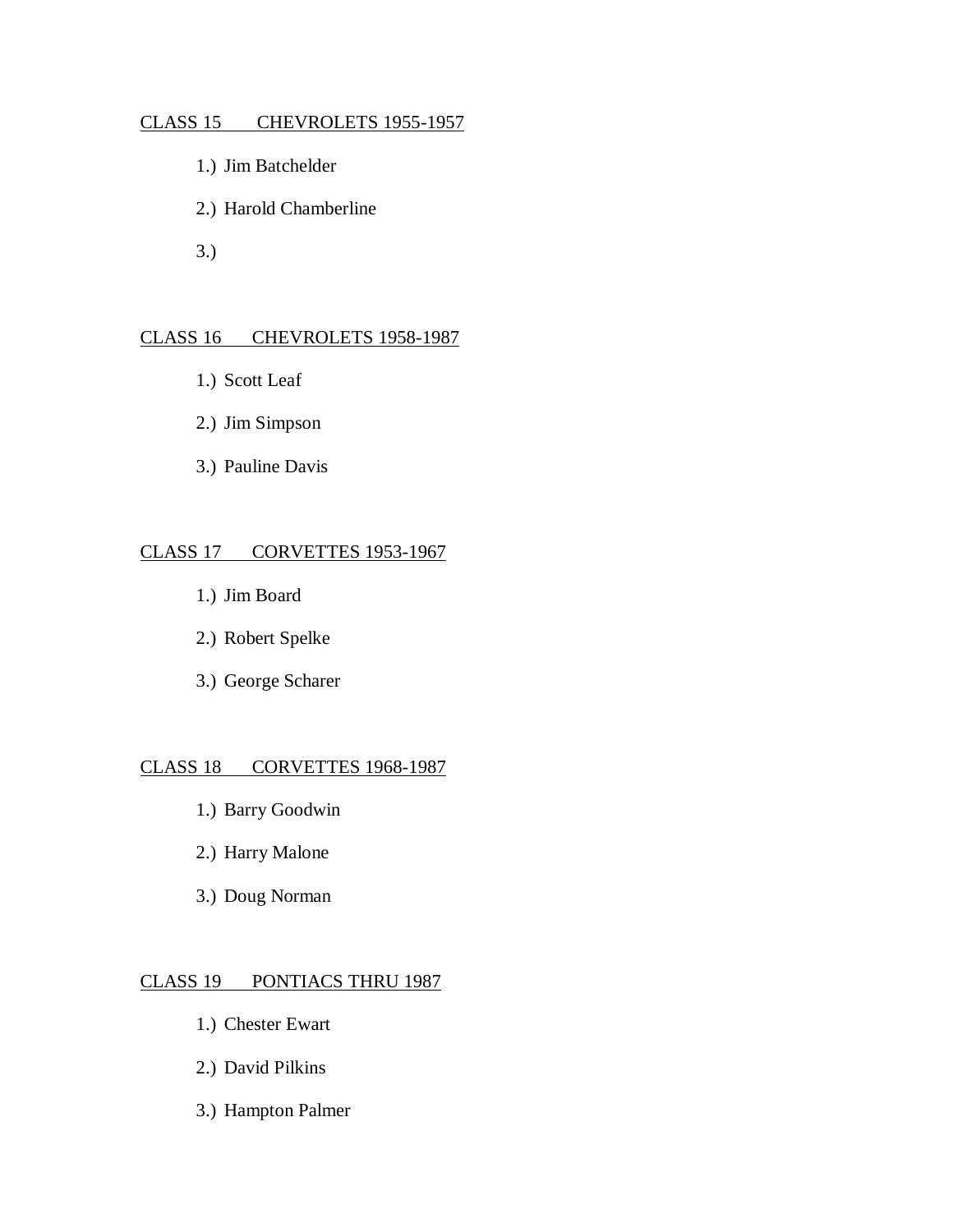CLASS 15 CHEVROLETS 1955-1957

1.) Jim Batchelder

2.) Harold Chamberline

3.)

CLASS 16 CHEVROLETS 1958-1987

1.) Scott Leaf

2.) Jim Simpson

3.) Pauline Davis

CLASS 17 CORVETTES 1953-1967

1.) Jim Board

2.) Robert Spelke

3.) George Scharer

CLASS 18 CORVETTES 1968-1987

1.) Barry Goodwin

2.) Harry Malone

3.) Doug Norman

CLASS 19 PONTIACS THRU 1987

1.) Chester Ewart

2.) David Pilkins

3.) Hampton Palmer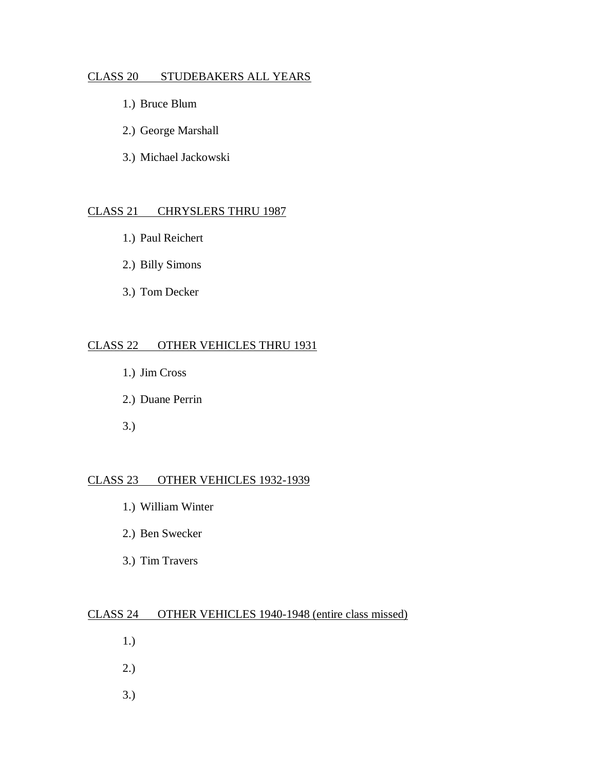CLASS 20 STUDEBAKERS ALL YEARS

1.) Bruce Blum

2.) George Marshall

3.) Michael Jackowski

CLASS 21 CHRYSLERS THRU 1987

1.) Paul Reichert

2.) Billy Simons

3.) Tom Decker

CLASS 22 OTHER VEHICLES THRU 1931

1.) Jim Cross

2.) Duane Perrin

3.)

CLASS 23 OTHER VEHICLES 1932-1939

1.) William Winter

2.) Ben Swecker

3.) Tim Travers

CLASS 24 OTHER VEHICLES 1940-1948 (entire class missed)

1.)

2.)

3.)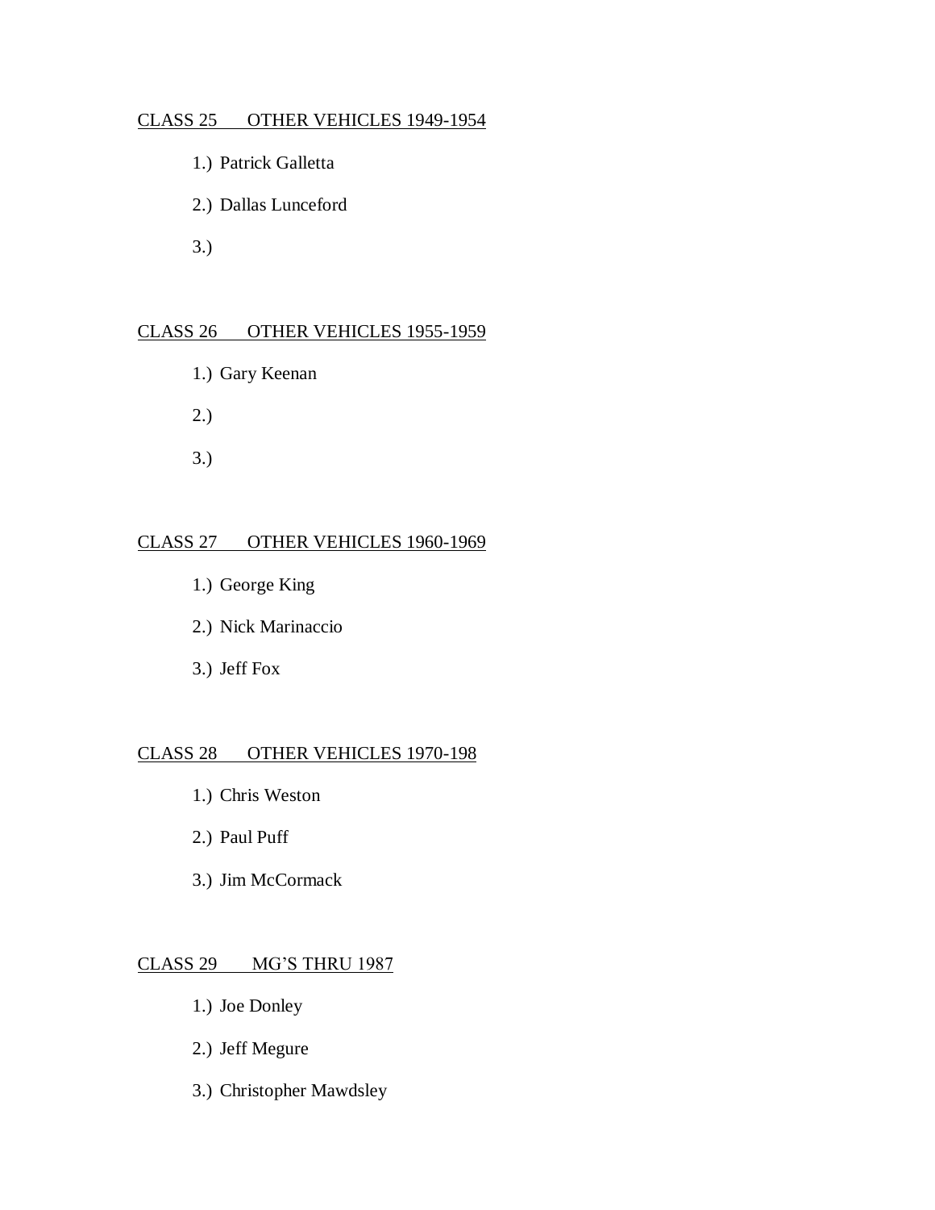CLASS 25 OTHER VEHICLES 1949-1954

1.) Patrick Galletta

2.) Dallas Lunceford

3.)

CLASS 26 OTHER VEHICLES 1955-1959

1.) Gary Keenan

2.)

3.)

CLASS 27 OTHER VEHICLES 1960-1969

1.) George King

2.) Nick Marinaccio

3.) Jeff Fox

CLASS 28 OTHER VEHICLES 1970-198

1.) Chris Weston

2.) Paul Puff

3.) Jim McCormack

CLASS 29 MG'S THRU 1987

1.) Joe Donley

2.) Jeff Megure

3.) Christopher Mawdsley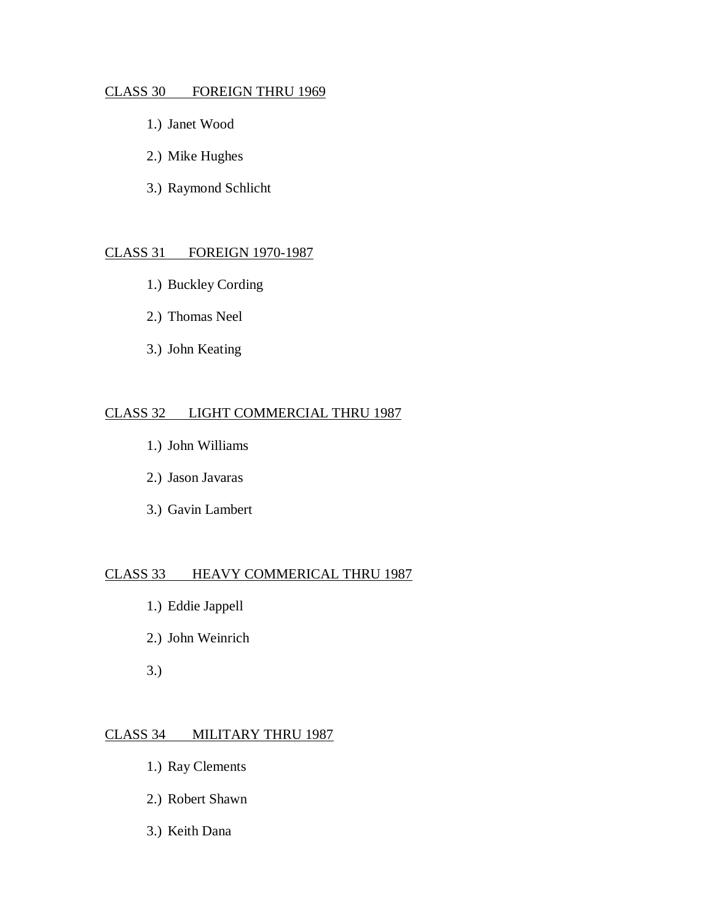CLASS 30 FOREIGN THRU 1969

1.) Janet Wood

2.) Mike Hughes

3.) Raymond Schlicht

CLASS 31 FOREIGN 1970-1987

1.) Buckley Cording

2.) Thomas Neel

3.) John Keating

CLASS 32 LIGHT COMMERCIAL THRU 1987

1.) John Williams

2.) Jason Javaras

3.) Gavin Lambert

CLASS 33 HEAVY COMMERICAL THRU 1987

1.) Eddie Jappell

2.) John Weinrich

3.)

CLASS 34 MILITARY THRU 1987

1.) Ray Clements

2.) Robert Shawn

3.) Keith Dana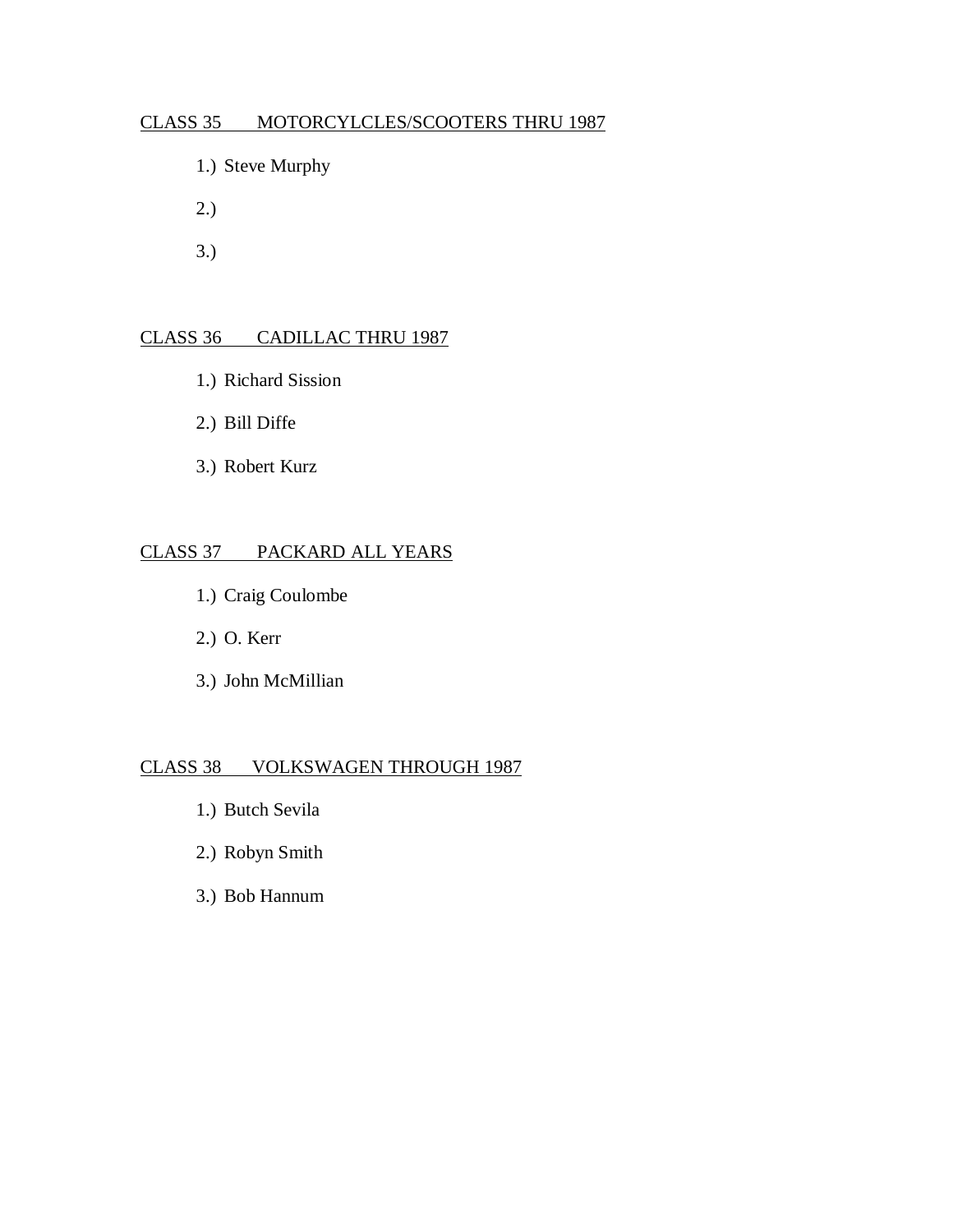CLASS 35    MOTORCYLCLES/SCOOTERS THRU 1987

1.) Steve Murphy

2.)

3.)

CLASS 36    CADILLAC THRU 1987

1.) Richard Sission

2.) Bill Diffe

3.) Robert Kurz

CLASS 37    PACKARD ALL YEARS

1.) Craig Coulombe

2.) O. Kerr

3.) John McMillian

CLASS 38    VOLKSWAGEN THROUGH 1987

1.) Butch Sevila

2.) Robyn Smith

3.) Bob Hannum